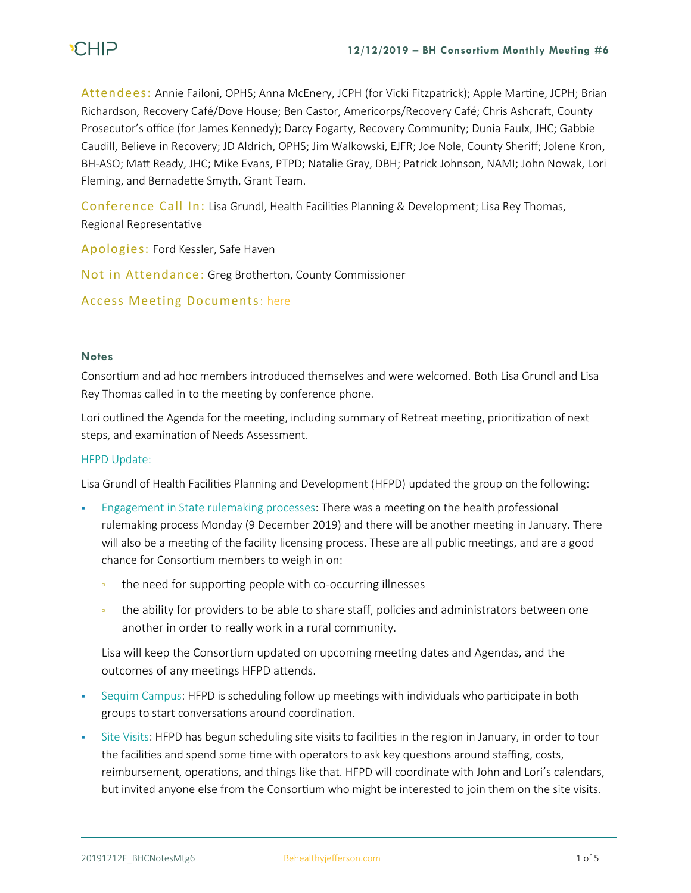**Attendees:** Annie Failoni, OPHS; Anna McEnery, JCPH (for Vicki Fitzpatrick); Apple Martine, JCPH; Brian Richardson, Recovery Café/Dove House; Ben Castor, Americorps/Recovery Café; Chris Ashcraft, County Prosecutor's office (for James Kennedy); Darcy Fogarty, Recovery Community; Dunia Faulx, JHC; Gabbie Caudill, Believe in Recovery; JD Aldrich, OPHS; Jim Walkowski, EJFR; Joe Nole, County Sheriff; Jolene Kron, BH-ASO; Matt Ready, JHC; Mike Evans, PTPD; Natalie Gray, DBH; Patrick Johnson, NAMI; John Nowak, Lori Fleming, and Bernadette Smyth, Grant Team.

**Conference Call In:** Lisa Grundl, Health Facilities Planning & Development; Lisa Rey Thomas, Regional Representative

**Apologies:** Ford Kessler, Safe Haven

**Not in Attendance:** Greg Brotherton, County Commissioner

**Access Meeting Documents:** [here]

## Notes

Consortium and ad hoc members introduced themselves and were welcomed. Both Lisa Grundl and Lisa Rey Thomas called in to the meeting by conference phone.

Lori outlined the Agenda for the meeting, including summary of Retreat meeting, prioritization of next steps, and examination of Needs Assessment.

### HFPD Update:

Lisa Grundl of Health Facilities Planning and Development (HFPD) updated the group on the following:

- Engagement in State rulemaking processes: There was a meeting on the health professional rulemaking process Monday (9 December 2019) and there will be another meeting in January. There will also be a meeting of the facility licensing process. These are all public meetings, and are a good chance for Consortium members to weigh in on:
  - the need for supporting people with co-occurring illnesses
  - the ability for providers to be able to share staff, policies and administrators between one another in order to really work in a rural community.

  Lisa will keep the Consortium updated on upcoming meeting dates and Agendas, and the outcomes of any meetings HFPD attends.

- Sequim Campus: HFPD is scheduling follow up meetings with individuals who participate in both groups to start conversations around coordination.
- Site Visits: HFPD has begun scheduling site visits to facilities in the region in January, in order to tour the facilities and spend some time with operators to ask key questions around staffing, costs, reimbursement, operations, and things like that. HFPD will coordinate with John and Lori's calendars, but invited anyone else from the Consortium who might be interested to join them on the site visits.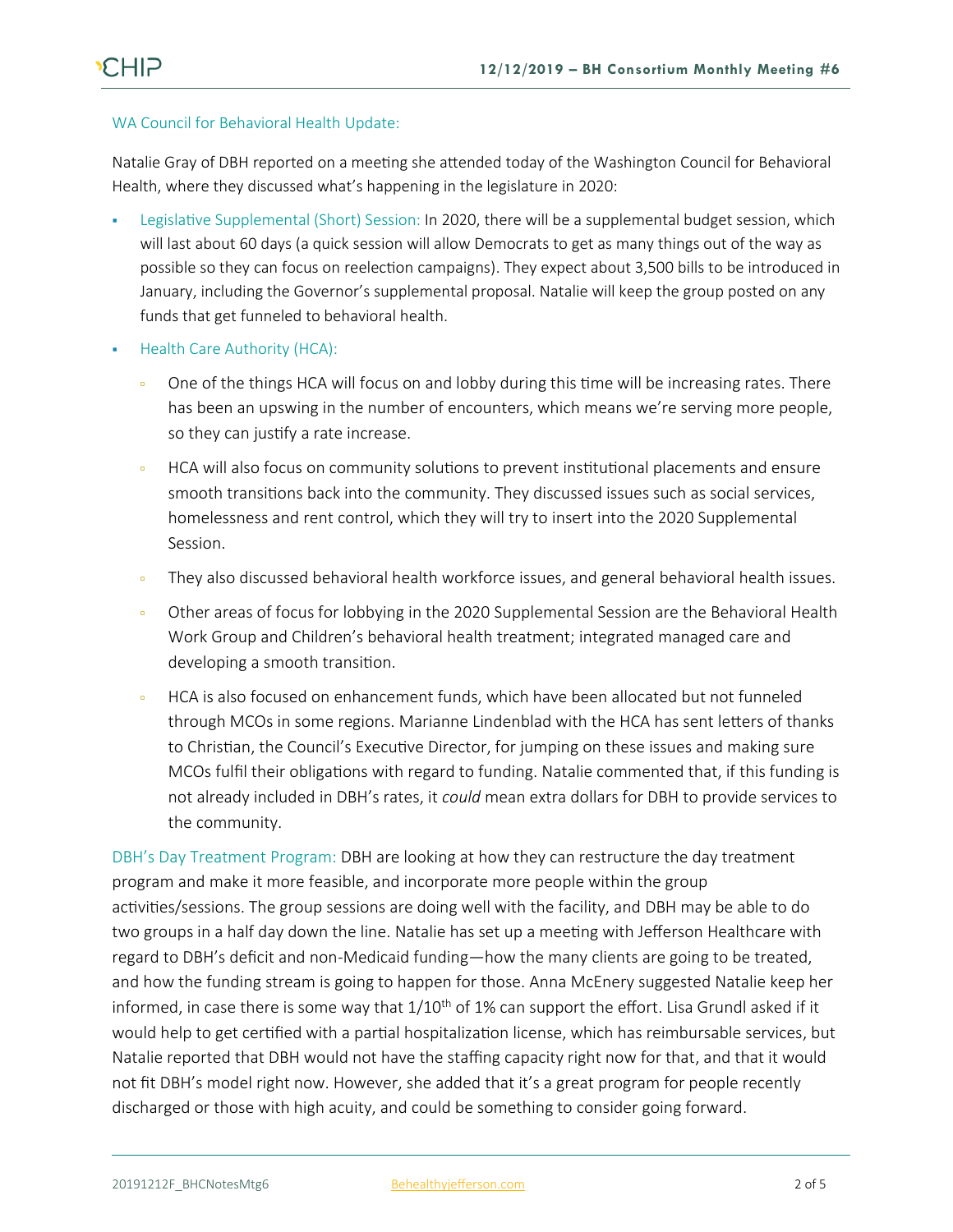WA Council for Behavioral Health Update:

Natalie Gray of DBH reported on a meeting she attended today of the Washington Council for Behavioral Health, where they discussed what's happening in the legislature in 2020:

- Legislative Supplemental (Short) Session: In 2020, there will be a supplemental budget session, which will last about 60 days (a quick session will allow Democrats to get as many things out of the way as possible so they can focus on reelection campaigns). They expect about 3,500 bills to be introduced in January, including the Governor's supplemental proposal. Natalie will keep the group posted on any funds that get funneled to behavioral health.
- Health Care Authority (HCA):
  - One of the things HCA will focus on and lobby during this time will be increasing rates. There has been an upswing in the number of encounters, which means we're serving more people, so they can justify a rate increase.
  - HCA will also focus on community solutions to prevent institutional placements and ensure smooth transitions back into the community. They discussed issues such as social services, homelessness and rent control, which they will try to insert into the 2020 Supplemental Session.
  - They also discussed behavioral health workforce issues, and general behavioral health issues.
  - Other areas of focus for lobbying in the 2020 Supplemental Session are the Behavioral Health Work Group and Children's behavioral health treatment; integrated managed care and developing a smooth transition.
  - HCA is also focused on enhancement funds, which have been allocated but not funneled through MCOs in some regions. Marianne Lindenblad with the HCA has sent letters of thanks to Christian, the Council's Executive Director, for jumping on these issues and making sure MCOs fulfil their obligations with regard to funding. Natalie commented that, if this funding is not already included in DBH's rates, it *could* mean extra dollars for DBH to provide services to the community.

DBH's Day Treatment Program: DBH are looking at how they can restructure the day treatment program and make it more feasible, and incorporate more people within the group activities/sessions. The group sessions are doing well with the facility, and DBH may be able to do two groups in a half day down the line. Natalie has set up a meeting with Jefferson Healthcare with regard to DBH's deficit and non-Medicaid funding—how the many clients are going to be treated, and how the funding stream is going to happen for those. Anna McEnery suggested Natalie keep her informed, in case there is some way that 1/10th of 1% can support the effort. Lisa Grundl asked if it would help to get certified with a partial hospitalization license, which has reimbursable services, but Natalie reported that DBH would not have the staffing capacity right now for that, and that it would not fit DBH's model right now. However, she added that it's a great program for people recently discharged or those with high acuity, and could be something to consider going forward.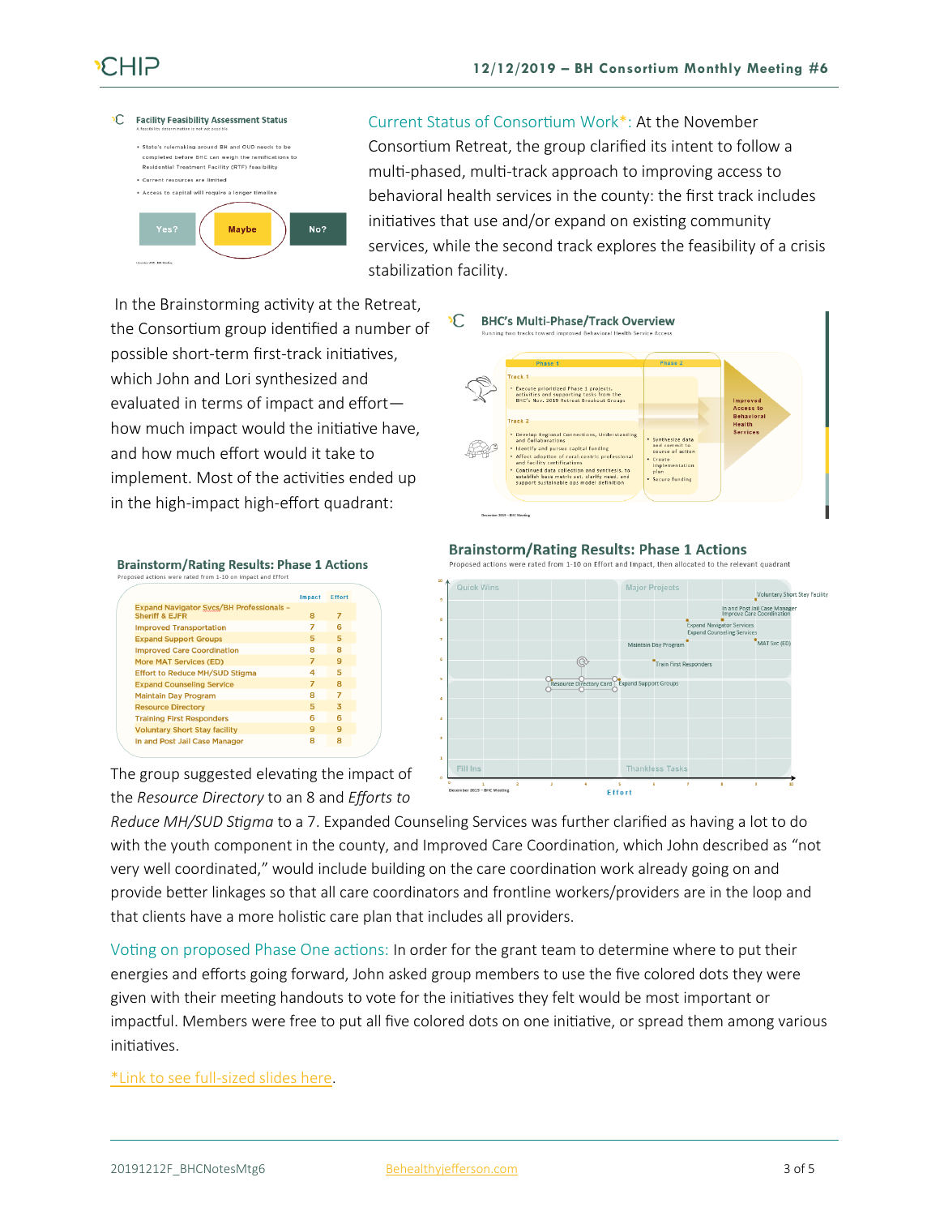**Facility Feasibility Assessment Status**

A feasibility determination is not yet possible

- State's rulemaking around BH and OUD needs to be completed before BHC can weigh the ramifications to Residential Treatment Facility (RTF) feasibility
- Current resources are limited
- Access to capital will require a longer timeline

Yes? | Maybe | No?

Current Status of Consortium Work*: At the November Consortium Retreat, the group clarified its intent to follow a multi-phased, multi-track approach to improving access to behavioral health services in the county: the first track includes initiatives that use and/or expand on existing community services, while the second track explores the feasibility of a crisis stabilization facility.

In the Brainstorming activity at the Retreat, the Consortium group identified a number of possible short-term first-track initiatives, which John and Lori synthesized and evaluated in terms of impact and effort—how much impact would the initiative have, and how much effort would it take to implement. Most of the activities ended up in the high-impact high-effort quadrant:

**BHC's Multi-Phase/Track Overview**

Running two tracks toward improved Behavioral Health Service Access

Phase 1

Track 1
- Execute prioritized Phase 1 projects, activities and supporting tasks from the BHC's Nov. 2019 Retreat Breakout Groups

Track 2
- Develop Regional Connections, Understanding and Collaborations
- Identify and pursue capital funding
- Affect adoption of rural-centric professional and facility certifications
- Continued data collection and synthesis, to establish base metric set, clarify need, and support sustainable ops model definition

Phase 2
- Synthesize data and commit to course of action
- Create implementation plan
- Secure funding

Improved Access to Behavioral Health Services

**Brainstorm/Rating Results: Phase 1 Actions**

Proposed actions were rated from 1-10 on Impact and Effort

| | Impact | Effort |
|---|---|---|
| Expand Navigator Svcs/BH Professionals – Sheriff & EJFR | 8 | 7 |
| Improved Transportation | 7 | 6 |
| Expand Support Groups | 5 | 5 |
| Improved Care Coordination | 8 | 8 |
| More MAT Services (ED) | 7 | 9 |
| Effort to Reduce MH/SUD Stigma | 4 | 5 |
| Expand Counseling Service | 7 | 8 |
| Maintain Day Program | 8 | 7 |
| Resource Directory | 5 | 3 |
| Training First Responders | 6 | 6 |
| Voluntary Short Stay facility | 9 | 9 |
| In and Post Jail Case Manager | 8 | 8 |

**Brainstorm/Rating Results: Phase 1 Actions**

Proposed actions were rated from 1-10 on Effort and Impact, then allocated to the relevant quadrant

Quadrants: Quick Wins, Major Projects, Fill Ins, Thankless Tasks. Plotted: Voluntary Short Stay Facility; In and Post Jail Case Manager; Improve Care Coordination; Expand Navigator Services; Expand Counseling Services; MAT Svc (ED); Maintain Day Program; Train First Responders; Resource Directory Card; Expand Support Groups.

The group suggested elevating the impact of the *Resource Directory* to an 8 and *Efforts to Reduce MH/SUD Stigma* to a 7. Expanded Counseling Services was further clarified as having a lot to do with the youth component in the county, and Improved Care Coordination, which John described as "not very well coordinated," would include building on the care coordination work already going on and provide better linkages so that all care coordinators and frontline workers/providers are in the loop and that clients have a more holistic care plan that includes all providers.

Voting on proposed Phase One actions: In order for the grant team to determine where to put their energies and efforts going forward, John asked group members to use the five colored dots they were given with their meeting handouts to vote for the initiatives they felt would be most important or impactful. Members were free to put all five colored dots on one initiative, or spread them among various initiatives.

*Link to see full-sized slides here.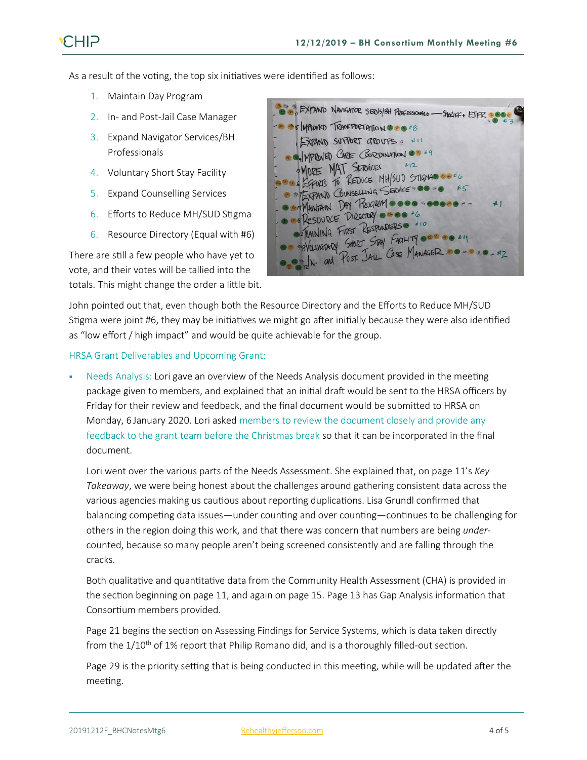As a result of the voting, the top six initiatives were identified as follows:

1. Maintain Day Program
2. In- and Post-Jail Case Manager
3. Expand Navigator Services/BH Professionals
4. Voluntary Short Stay Facility
5. Expand Counselling Services
6. Efforts to Reduce MH/SUD Stigma
6. Resource Directory (Equal with #6)

There are still a few people who have yet to vote, and their votes will be tallied into the totals. This might change the order a little bit.

John pointed out that, even though both the Resource Directory and the Efforts to Reduce MH/SUD Stigma were joint #6, they may be initiatives we might go after initially because they were also identified as "low effort / high impact" and would be quite achievable for the group.

HRSA Grant Deliverables and Upcoming Grant:

- Needs Analysis: Lori gave an overview of the Needs Analysis document provided in the meeting package given to members, and explained that an initial draft would be sent to the HRSA officers by Friday for their review and feedback, and the final document would be submitted to HRSA on Monday, 6 January 2020. Lori asked members to review the document closely and provide any feedback to the grant team before the Christmas break so that it can be incorporated in the final document.

  Lori went over the various parts of the Needs Assessment. She explained that, on page 11's *Key Takeaway*, we were being honest about the challenges around gathering consistent data across the various agencies making us cautious about reporting duplications. Lisa Grundl confirmed that balancing competing data issues—under counting and over counting—continues to be challenging for others in the region doing this work, and that there was concern that numbers are being *under*-counted, because so many people aren't being screened consistently and are falling through the cracks.

  Both qualitative and quantitative data from the Community Health Assessment (CHA) is provided in the section beginning on page 11, and again on page 15. Page 13 has Gap Analysis information that Consortium members provided.

  Page 21 begins the section on Assessing Findings for Service Systems, which is data taken directly from the 1/10th of 1% report that Philip Romano did, and is a thoroughly filled-out section.

  Page 29 is the priority setting that is being conducted in this meeting, while will be updated after the meeting.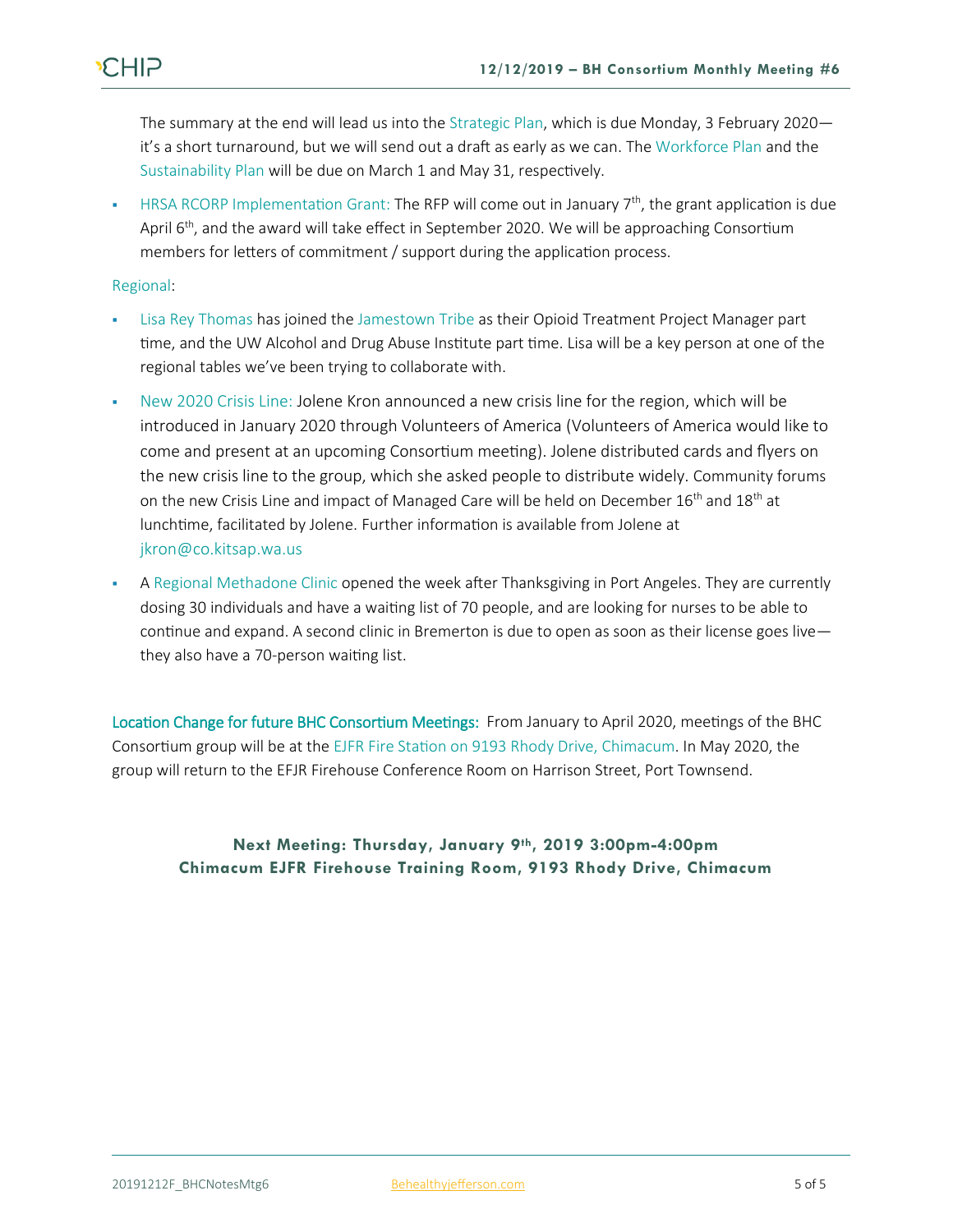The summary at the end will lead us into the Strategic Plan, which is due Monday, 3 February 2020—it's a short turnaround, but we will send out a draft as early as we can. The Workforce Plan and the Sustainability Plan will be due on March 1 and May 31, respectively.

- HRSA RCORP Implementation Grant: The RFP will come out in January 7th, the grant application is due April 6th, and the award will take effect in September 2020. We will be approaching Consortium members for letters of commitment / support during the application process.

Regional:

- Lisa Rey Thomas has joined the Jamestown Tribe as their Opioid Treatment Project Manager part time, and the UW Alcohol and Drug Abuse Institute part time. Lisa will be a key person at one of the regional tables we've been trying to collaborate with.
- New 2020 Crisis Line: Jolene Kron announced a new crisis line for the region, which will be introduced in January 2020 through Volunteers of America (Volunteers of America would like to come and present at an upcoming Consortium meeting). Jolene distributed cards and flyers on the new crisis line to the group, which she asked people to distribute widely. Community forums on the new Crisis Line and impact of Managed Care will be held on December 16th and 18th at lunchtime, facilitated by Jolene. Further information is available from Jolene at jkron@co.kitsap.wa.us
- A Regional Methadone Clinic opened the week after Thanksgiving in Port Angeles. They are currently dosing 30 individuals and have a waiting list of 70 people, and are looking for nurses to be able to continue and expand. A second clinic in Bremerton is due to open as soon as their license goes live—they also have a 70-person waiting list.

Location Change for future BHC Consortium Meetings: From January to April 2020, meetings of the BHC Consortium group will be at the EJFR Fire Station on 9193 Rhody Drive, Chimacum. In May 2020, the group will return to the EFJR Firehouse Conference Room on Harrison Street, Port Townsend.

**Next Meeting: Thursday, January 9th, 2019 3:00pm-4:00pm**
**Chimacum EJFR Firehouse Training Room, 9193 Rhody Drive, Chimacum**